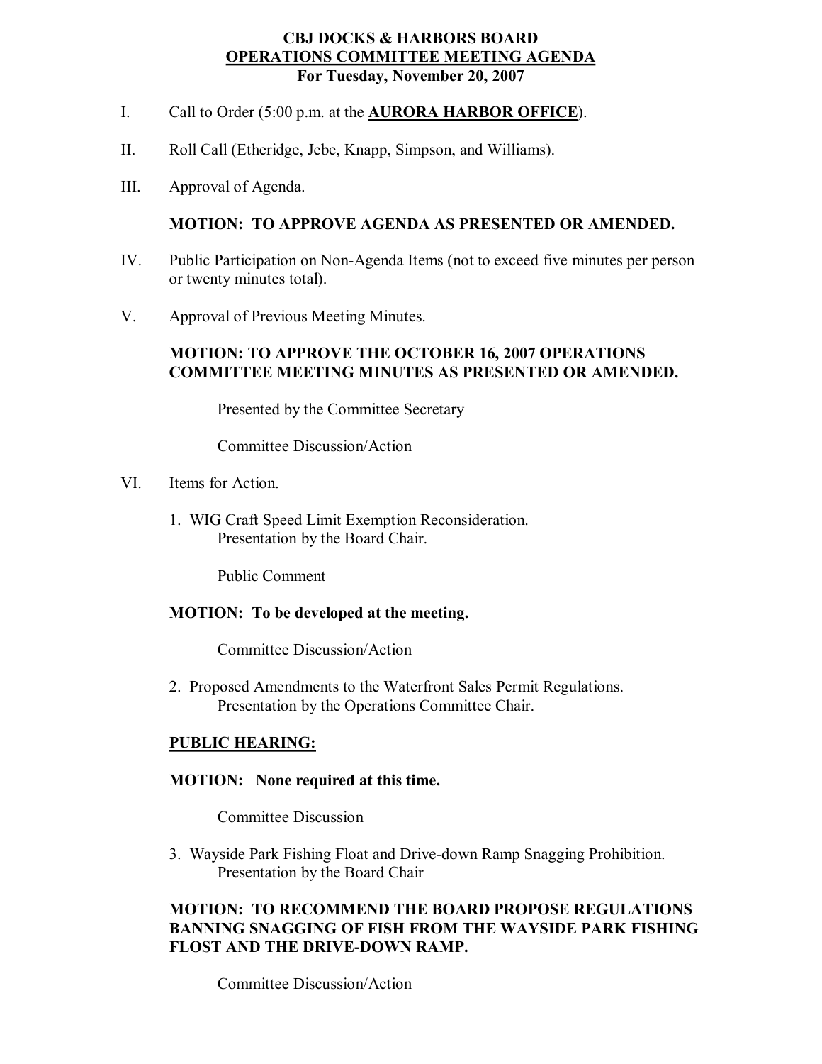**CBJ DOCKS & HARBORS BOARD**
**OPERATIONS COMMITTEE MEETING AGENDA**
**For Tuesday, November 20, 2007**

I. Call to Order (5:00 p.m. at the **AURORA HARBOR OFFICE**).

II. Roll Call (Etheridge, Jebe, Knapp, Simpson, and Williams).

III. Approval of Agenda.

**MOTION: TO APPROVE AGENDA AS PRESENTED OR AMENDED.**

IV. Public Participation on Non-Agenda Items (not to exceed five minutes per person or twenty minutes total).

V. Approval of Previous Meeting Minutes.

**MOTION: TO APPROVE THE OCTOBER 16, 2007 OPERATIONS COMMITTEE MEETING MINUTES AS PRESENTED OR AMENDED.**

Presented by the Committee Secretary

Committee Discussion/Action

VI. Items for Action.

1. WIG Craft Speed Limit Exemption Reconsideration.
   Presentation by the Board Chair.

   Public Comment

**MOTION: To be developed at the meeting.**

Committee Discussion/Action

2. Proposed Amendments to the Waterfront Sales Permit Regulations.
   Presentation by the Operations Committee Chair.

**PUBLIC HEARING:**

**MOTION: None required at this time.**

Committee Discussion

3. Wayside Park Fishing Float and Drive-down Ramp Snagging Prohibition.
   Presentation by the Board Chair

**MOTION: TO RECOMMEND THE BOARD PROPOSE REGULATIONS BANNING SNAGGING OF FISH FROM THE WAYSIDE PARK FISHING FLOST AND THE DRIVE-DOWN RAMP.**

Committee Discussion/Action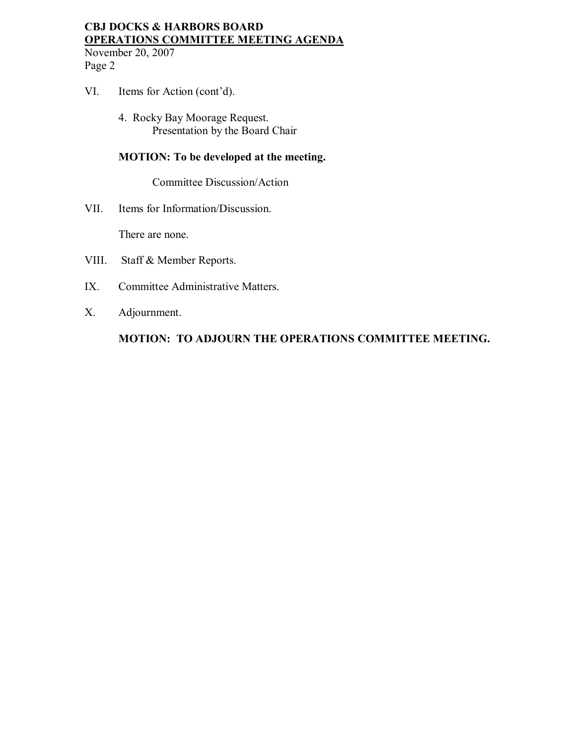VI. Items for Action (cont'd).

4. Rocky Bay Moorage Request.
   Presentation by the Board Chair

**MOTION: To be developed at the meeting.**

Committee Discussion/Action

VII. Items for Information/Discussion.

There are none.

VIII. Staff & Member Reports.

IX. Committee Administrative Matters.

X. Adjournment.

**MOTION: TO ADJOURN THE OPERATIONS COMMITTEE MEETING.**